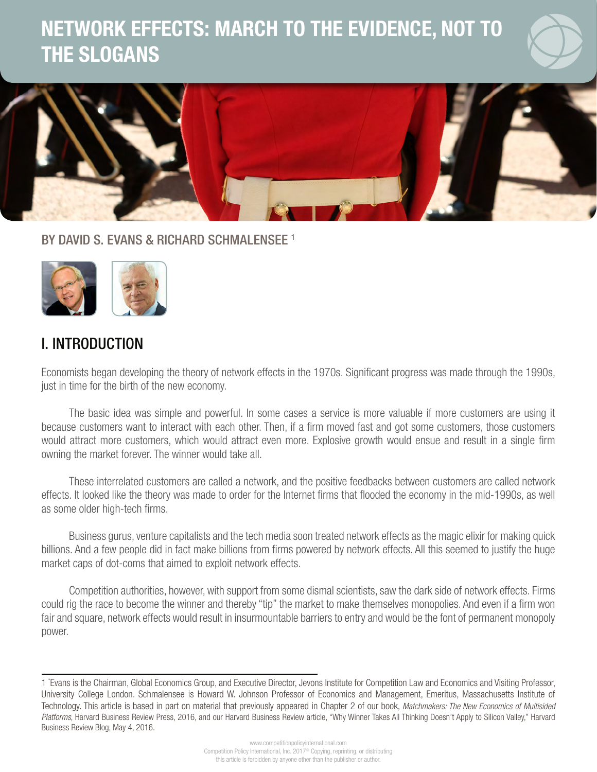# NETWORK EFFECTS: MARCH TO THE EVIDENCE, NOT TO THE SLOGANS

BY DAVID S. EVANS & RICHARD SCHMALENSEE [1]

## I. INTRODUCTION

Economists began developing the theory of network effects in the 1970s. Significant progress was made through the 1990s, just in time for the birth of the new economy.

The basic idea was simple and powerful. In some cases a service is more valuable if more customers are using it because customers want to interact with each other. Then, if a firm moved fast and got some customers, those customers would attract more customers, which would attract even more. Explosive growth would ensue and result in a single firm owning the market forever. The winner would take all.

These interrelated customers are called a network, and the positive feedbacks between customers are called network effects. It looked like the theory was made to order for the Internet firms that flooded the economy in the mid-1990s, as well as some older high-tech firms.

Business gurus, venture capitalists and the tech media soon treated network effects as the magic elixir for making quick billions. And a few people did in fact make billions from firms powered by network effects. All this seemed to justify the huge market caps of dot-coms that aimed to exploit network effects.

Competition authorities, however, with support from some dismal scientists, saw the dark side of network effects. Firms could rig the race to become the winner and thereby "tip" the market to make themselves monopolies. And even if a firm won fair and square, network effects would result in insurmountable barriers to entry and would be the font of permanent monopoly power.

---

1 *Evans is the Chairman, Global Economics Group, and Executive Director, Jevons Institute for Competition Law and Economics and Visiting Professor, University College London. Schmalensee is Howard W. Johnson Professor of Economics and Management, Emeritus, Massachusetts Institute of Technology. This article is based in part on material that previously appeared in Chapter 2 of our book, *Matchmakers: The New Economics of Multisided Platforms*, Harvard Business Review Press, 2016, and our Harvard Business Review article, "Why Winner Takes All Thinking Doesn't Apply to Silicon Valley," Harvard Business Review Blog, May 4, 2016.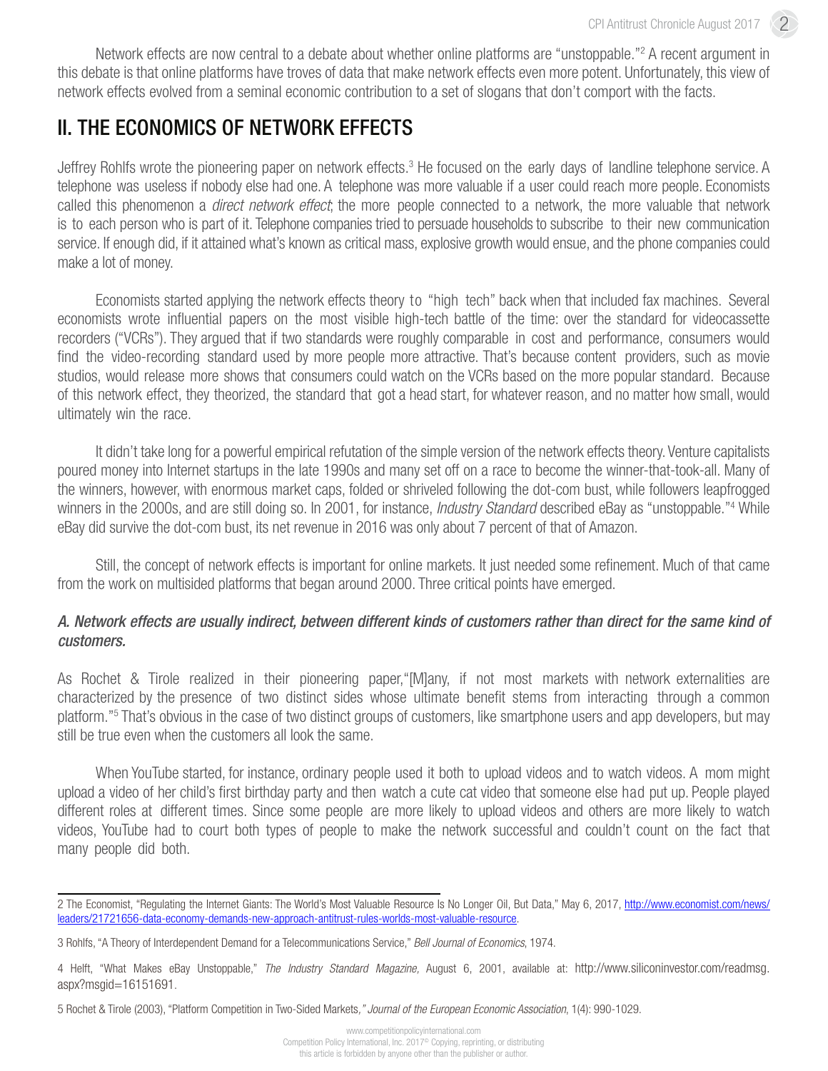Network effects are now central to a debate about whether online platforms are "unstoppable."[2] A recent argument in this debate is that online platforms have troves of data that make network effects even more potent. Unfortunately, this view of network effects evolved from a seminal economic contribution to a set of slogans that don't comport with the facts.

## II. THE ECONOMICS OF NETWORK EFFECTS

Jeffrey Rohlfs wrote the pioneering paper on network effects.[3] He focused on the early days of landline telephone service. A telephone was useless if nobody else had one. A telephone was more valuable if a user could reach more people. Economists called this phenomenon a *direct network effect*; the more people connected to a network, the more valuable that network is to each person who is part of it. Telephone companies tried to persuade households to subscribe to their new communication service. If enough did, if it attained what's known as critical mass, explosive growth would ensue, and the phone companies could make a lot of money.

Economists started applying the network effects theory to "high tech" back when that included fax machines. Several economists wrote influential papers on the most visible high-tech battle of the time: over the standard for videocassette recorders ("VCRs"). They argued that if two standards were roughly comparable in cost and performance, consumers would find the video-recording standard used by more people more attractive. That's because content providers, such as movie studios, would release more shows that consumers could watch on the VCRs based on the more popular standard. Because of this network effect, they theorized, the standard that got a head start, for whatever reason, and no matter how small, would ultimately win the race.

It didn't take long for a powerful empirical refutation of the simple version of the network effects theory. Venture capitalists poured money into Internet startups in the late 1990s and many set off on a race to become the winner-that-took-all. Many of the winners, however, with enormous market caps, folded or shriveled following the dot-com bust, while followers leapfrogged winners in the 2000s, and are still doing so. In 2001, for instance, *Industry Standard* described eBay as "unstoppable."[4] While eBay did survive the dot-com bust, its net revenue in 2016 was only about 7 percent of that of Amazon.

Still, the concept of network effects is important for online markets. It just needed some refinement. Much of that came from the work on multisided platforms that began around 2000. Three critical points have emerged.

### *A. Network effects are usually indirect, between different kinds of customers rather than direct for the same kind of customers.*

As Rochet & Tirole realized in their pioneering paper,"[M]any, if not most markets with network externalities are characterized by the presence of two distinct sides whose ultimate benefit stems from interacting through a common platform."[5] That's obvious in the case of two distinct groups of customers, like smartphone users and app developers, but may still be true even when the customers all look the same.

When YouTube started, for instance, ordinary people used it both to upload videos and to watch videos. A mom might upload a video of her child's first birthday party and then watch a cute cat video that someone else had put up. People played different roles at different times. Since some people are more likely to upload videos and others are more likely to watch videos, YouTube had to court both types of people to make the network successful and couldn't count on the fact that many people did both.

---

2 The Economist, "Regulating the Internet Giants: The World's Most Valuable Resource Is No Longer Oil, But Data," May 6, 2017, http://www.economist.com/news/leaders/21721656-data-economy-demands-new-approach-antitrust-rules-worlds-most-valuable-resource.

3 Rohlfs, "A Theory of Interdependent Demand for a Telecommunications Service," *Bell Journal of Economics*, 1974.

4 Helft, "What Makes eBay Unstoppable," *The Industry Standard Magazine,* August 6, 2001, available at: http://www.siliconinvestor.com/readmsg.aspx?msgid=16151691.

5 Rochet & Tirole (2003), "Platform Competition in Two-Sided Markets," *Journal of the European Economic Association*, 1(4): 990-1029.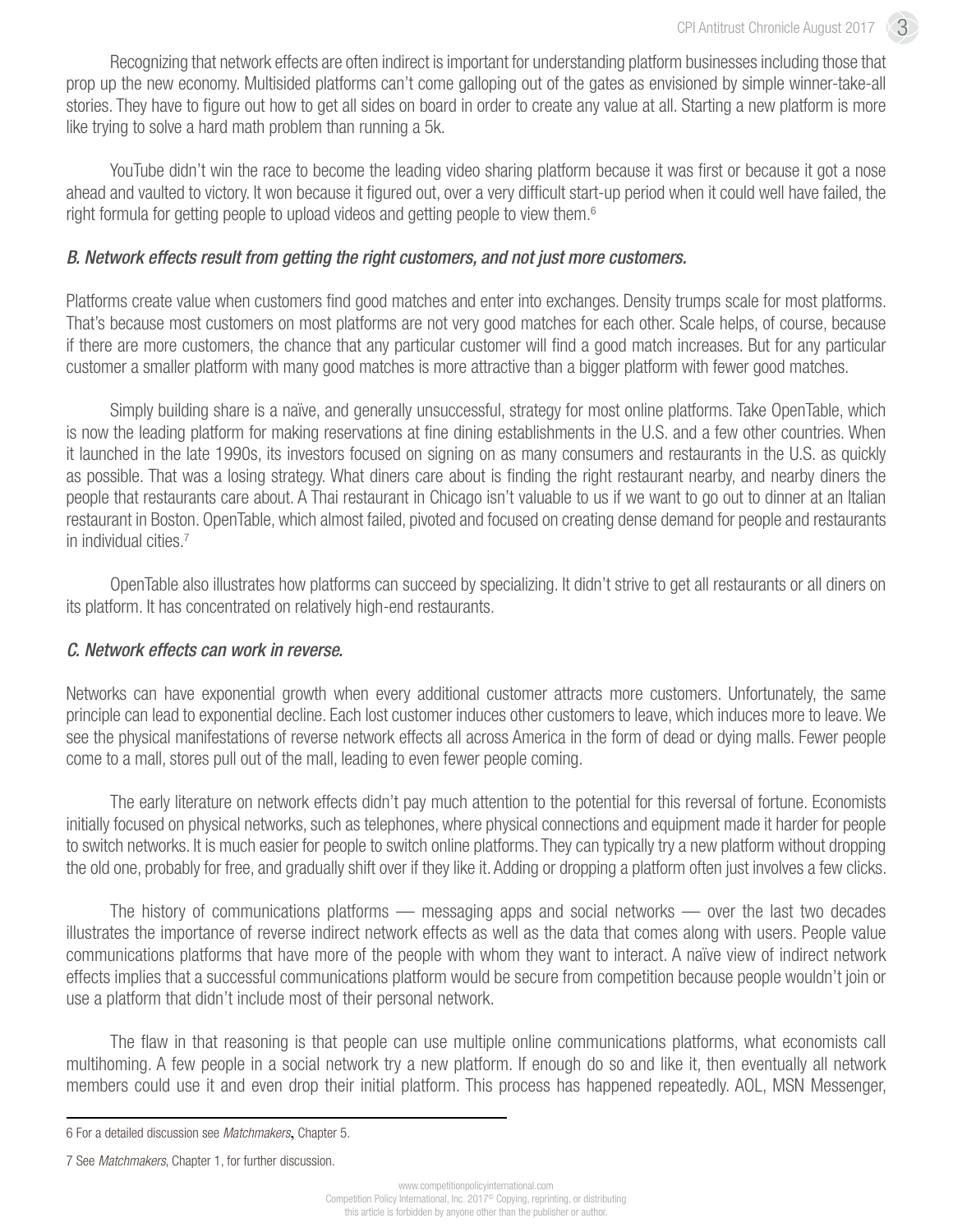Recognizing that network effects are often indirect is important for understanding platform businesses including those that prop up the new economy. Multisided platforms can't come galloping out of the gates as envisioned by simple winner-take-all stories. They have to figure out how to get all sides on board in order to create any value at all. Starting a new platform is more like trying to solve a hard math problem than running a 5k.

YouTube didn't win the race to become the leading video sharing platform because it was first or because it got a nose ahead and vaulted to victory. It won because it figured out, over a very difficult start-up period when it could well have failed, the right formula for getting people to upload videos and getting people to view them.[6]

### *B. Network effects result from getting the right customers, and not just more customers.*

Platforms create value when customers find good matches and enter into exchanges. Density trumps scale for most platforms. That's because most customers on most platforms are not very good matches for each other. Scale helps, of course, because if there are more customers, the chance that any particular customer will find a good match increases. But for any particular customer a smaller platform with many good matches is more attractive than a bigger platform with fewer good matches.

Simply building share is a naïve, and generally unsuccessful, strategy for most online platforms. Take OpenTable, which is now the leading platform for making reservations at fine dining establishments in the U.S. and a few other countries. When it launched in the late 1990s, its investors focused on signing on as many consumers and restaurants in the U.S. as quickly as possible. That was a losing strategy. What diners care about is finding the right restaurant nearby, and nearby diners the people that restaurants care about. A Thai restaurant in Chicago isn't valuable to us if we want to go out to dinner at an Italian restaurant in Boston. OpenTable, which almost failed, pivoted and focused on creating dense demand for people and restaurants in individual cities.[7]

OpenTable also illustrates how platforms can succeed by specializing. It didn't strive to get all restaurants or all diners on its platform. It has concentrated on relatively high-end restaurants.

### *C. Network effects can work in reverse.*

Networks can have exponential growth when every additional customer attracts more customers. Unfortunately, the same principle can lead to exponential decline. Each lost customer induces other customers to leave, which induces more to leave. We see the physical manifestations of reverse network effects all across America in the form of dead or dying malls. Fewer people come to a mall, stores pull out of the mall, leading to even fewer people coming.

The early literature on network effects didn't pay much attention to the potential for this reversal of fortune. Economists initially focused on physical networks, such as telephones, where physical connections and equipment made it harder for people to switch networks. It is much easier for people to switch online platforms. They can typically try a new platform without dropping the old one, probably for free, and gradually shift over if they like it. Adding or dropping a platform often just involves a few clicks.

The history of communications platforms — messaging apps and social networks — over the last two decades illustrates the importance of reverse indirect network effects as well as the data that comes along with users. People value communications platforms that have more of the people with whom they want to interact. A naïve view of indirect network effects implies that a successful communications platform would be secure from competition because people wouldn't join or use a platform that didn't include most of their personal network.

The flaw in that reasoning is that people can use multiple online communications platforms, what economists call multihoming. A few people in a social network try a new platform. If enough do so and like it, then eventually all network members could use it and even drop their initial platform. This process has happened repeatedly. AOL, MSN Messenger,

---

6 For a detailed discussion see *Matchmakers*, Chapter 5.

7 See *Matchmakers*, Chapter 1, for further discussion.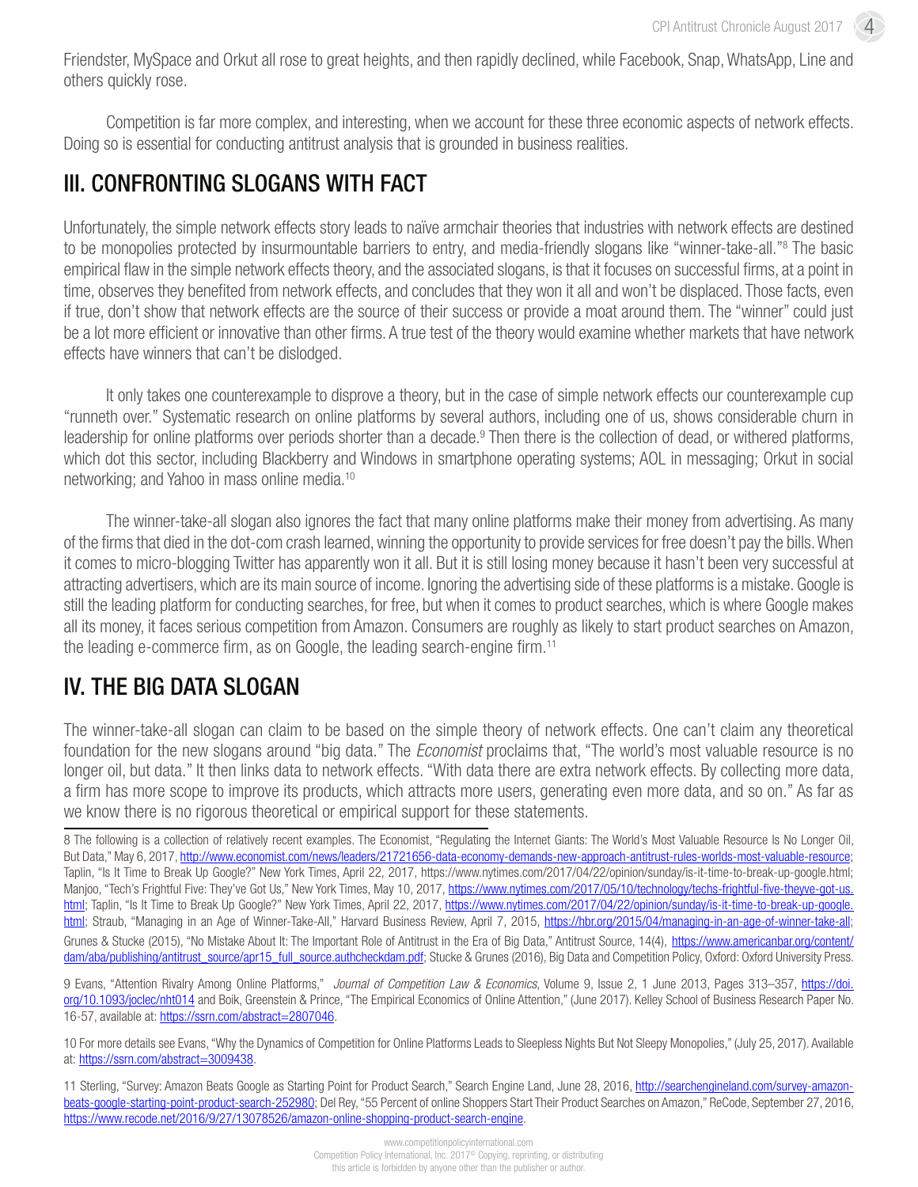Friendster, MySpace and Orkut all rose to great heights, and then rapidly declined, while Facebook, Snap, WhatsApp, Line and others quickly rose.

Competition is far more complex, and interesting, when we account for these three economic aspects of network effects. Doing so is essential for conducting antitrust analysis that is grounded in business realities.

## III. CONFRONTING SLOGANS WITH FACT

Unfortunately, the simple network effects story leads to naïve armchair theories that industries with network effects are destined to be monopolies protected by insurmountable barriers to entry, and media-friendly slogans like "winner-take-all."[8] The basic empirical flaw in the simple network effects theory, and the associated slogans, is that it focuses on successful firms, at a point in time, observes they benefited from network effects, and concludes that they won it all and won't be displaced. Those facts, even if true, don't show that network effects are the source of their success or provide a moat around them. The "winner" could just be a lot more efficient or innovative than other firms. A true test of the theory would examine whether markets that have network effects have winners that can't be dislodged.

It only takes one counterexample to disprove a theory, but in the case of simple network effects our counterexample cup "runneth over." Systematic research on online platforms by several authors, including one of us, shows considerable churn in leadership for online platforms over periods shorter than a decade.[9] Then there is the collection of dead, or withered platforms, which dot this sector, including Blackberry and Windows in smartphone operating systems; AOL in messaging; Orkut in social networking; and Yahoo in mass online media.[10]

The winner-take-all slogan also ignores the fact that many online platforms make their money from advertising. As many of the firms that died in the dot-com crash learned, winning the opportunity to provide services for free doesn't pay the bills. When it comes to micro-blogging Twitter has apparently won it all. But it is still losing money because it hasn't been very successful at attracting advertisers, which are its main source of income. Ignoring the advertising side of these platforms is a mistake. Google is still the leading platform for conducting searches, for free, but when it comes to product searches, which is where Google makes all its money, it faces serious competition from Amazon. Consumers are roughly as likely to start product searches on Amazon, the leading e-commerce firm, as on Google, the leading search-engine firm.[11]

## IV. THE BIG DATA SLOGAN

The winner-take-all slogan can claim to be based on the simple theory of network effects. One can't claim any theoretical foundation for the new slogans around "big data." The *Economist* proclaims that, "The world's most valuable resource is no longer oil, but data." It then links data to network effects. "With data there are extra network effects. By collecting more data, a firm has more scope to improve its products, which attracts more users, generating even more data, and so on." As far as we know there is no rigorous theoretical or empirical support for these statements.

---

8 The following is a collection of relatively recent examples. The Economist, "Regulating the Internet Giants: The World's Most Valuable Resource Is No Longer Oil, But Data," May 6, 2017, http://www.economist.com/news/leaders/21721656-data-economy-demands-new-approach-antitrust-rules-worlds-most-valuable-resource; Taplin, "Is It Time to Break Up Google?" New York Times, April 22, 2017, https://www.nytimes.com/2017/04/22/opinion/sunday/is-it-time-to-break-up-google.html; Manjoo, "Tech's Frightful Five: They've Got Us," New York Times, May 10, 2017, https://www.nytimes.com/2017/05/10/technology/techs-frightful-five-theyve-got-us.html; Taplin, "Is It Time to Break Up Google?" New York Times, April 22, 2017, https://www.nytimes.com/2017/04/22/opinion/sunday/is-it-time-to-break-up-google.html; Straub, "Managing in an Age of Winner-Take-All," Harvard Business Review, April 7, 2015, https://hbr.org/2015/04/managing-in-an-age-of-winner-take-all; Grunes & Stucke (2015), "No Mistake About It: The Important Role of Antitrust in the Era of Big Data," Antitrust Source, 14(4), https://www.americanbar.org/content/dam/aba/publishing/antitrust_source/apr15_full_source.authcheckdam.pdf; Stucke & Grunes (2016), Big Data and Competition Policy, Oxford: Oxford University Press.

9 Evans, "Attention Rivalry Among Online Platforms," *Journal of Competition Law & Economics*, Volume 9, Issue 2, 1 June 2013, Pages 313–357, https://doi.org/10.1093/joclec/nht014 and Boik, Greenstein & Prince, "The Empirical Economics of Online Attention," (June 2017). Kelley School of Business Research Paper No. 16-57, available at: https://ssrn.com/abstract=2807046.

10 For more details see Evans, "Why the Dynamics of Competition for Online Platforms Leads to Sleepless Nights But Not Sleepy Monopolies," (July 25, 2017). Available at: https://ssrn.com/abstract=3009438.

11 Sterling, "Survey: Amazon Beats Google as Starting Point for Product Search," Search Engine Land, June 28, 2016, http://searchengineland.com/survey-amazon-beats-google-starting-point-product-search-252980; Del Rey, "55 Percent of online Shoppers Start Their Product Searches on Amazon," ReCode, September 27, 2016, https://www.recode.net/2016/9/27/13078526/amazon-online-shopping-product-search-engine.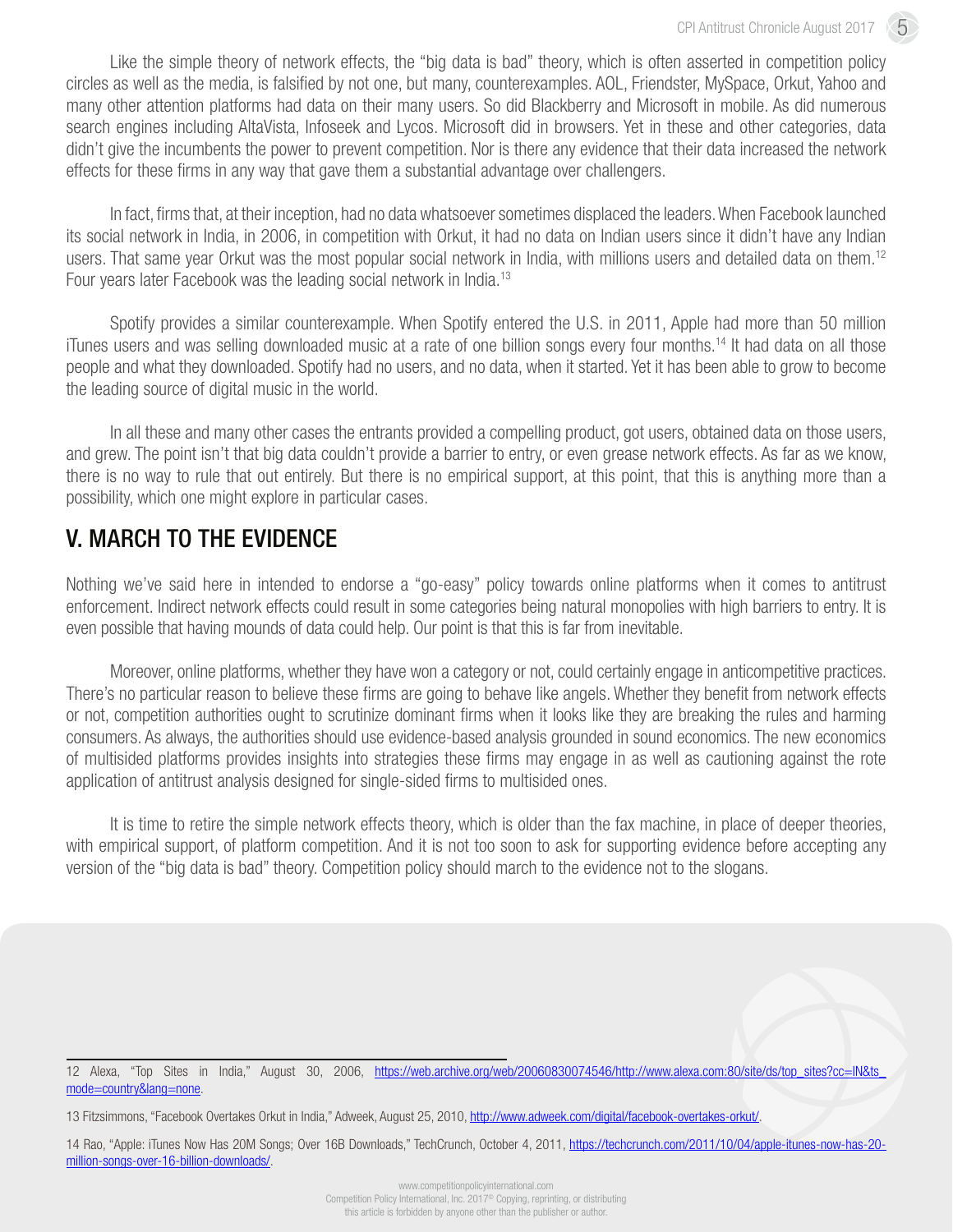Like the simple theory of network effects, the "big data is bad" theory, which is often asserted in competition policy circles as well as the media, is falsified by not one, but many, counterexamples. AOL, Friendster, MySpace, Orkut, Yahoo and many other attention platforms had data on their many users. So did Blackberry and Microsoft in mobile. As did numerous search engines including AltaVista, Infoseek and Lycos. Microsoft did in browsers. Yet in these and other categories, data didn't give the incumbents the power to prevent competition. Nor is there any evidence that their data increased the network effects for these firms in any way that gave them a substantial advantage over challengers.

In fact, firms that, at their inception, had no data whatsoever sometimes displaced the leaders. When Facebook launched its social network in India, in 2006, in competition with Orkut, it had no data on Indian users since it didn't have any Indian users. That same year Orkut was the most popular social network in India, with millions users and detailed data on them.[12] Four years later Facebook was the leading social network in India.[13]

Spotify provides a similar counterexample. When Spotify entered the U.S. in 2011, Apple had more than 50 million iTunes users and was selling downloaded music at a rate of one billion songs every four months.[14] It had data on all those people and what they downloaded. Spotify had no users, and no data, when it started. Yet it has been able to grow to become the leading source of digital music in the world.

In all these and many other cases the entrants provided a compelling product, got users, obtained data on those users, and grew. The point isn't that big data couldn't provide a barrier to entry, or even grease network effects. As far as we know, there is no way to rule that out entirely. But there is no empirical support, at this point, that this is anything more than a possibility, which one might explore in particular cases.

## V. MARCH TO THE EVIDENCE

Nothing we've said here in intended to endorse a "go-easy" policy towards online platforms when it comes to antitrust enforcement. Indirect network effects could result in some categories being natural monopolies with high barriers to entry. It is even possible that having mounds of data could help. Our point is that this is far from inevitable.

Moreover, online platforms, whether they have won a category or not, could certainly engage in anticompetitive practices. There's no particular reason to believe these firms are going to behave like angels. Whether they benefit from network effects or not, competition authorities ought to scrutinize dominant firms when it looks like they are breaking the rules and harming consumers. As always, the authorities should use evidence-based analysis grounded in sound economics. The new economics of multisided platforms provides insights into strategies these firms may engage in as well as cautioning against the rote application of antitrust analysis designed for single-sided firms to multisided ones.

It is time to retire the simple network effects theory, which is older than the fax machine, in place of deeper theories, with empirical support, of platform competition. And it is not too soon to ask for supporting evidence before accepting any version of the "big data is bad" theory. Competition policy should march to the evidence not to the slogans.

---

12 Alexa, "Top Sites in India," August 30, 2006, https://web.archive.org/web/20060830074546/http://www.alexa.com:80/site/ds/top_sites?cc=IN&ts_mode=country&lang=none.

13 Fitzsimmons, "Facebook Overtakes Orkut in India," Adweek, August 25, 2010, http://www.adweek.com/digital/facebook-overtakes-orkut/.

14 Rao, "Apple: iTunes Now Has 20M Songs; Over 16B Downloads," TechCrunch, October 4, 2011, https://techcrunch.com/2011/10/04/apple-itunes-now-has-20-million-songs-over-16-billion-downloads/.